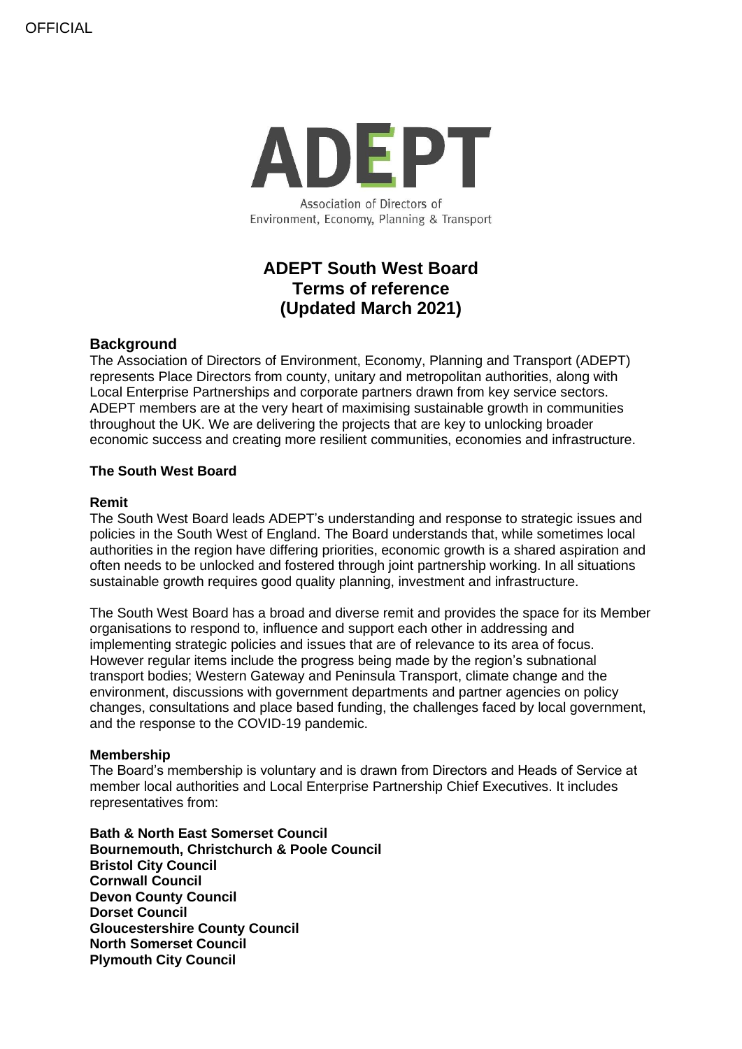OFFICIAL

# ADEPT

Association of Directors of Environment, Economy, Planning & Transport

## ADEPT South West Board
## Terms of reference
## (Updated March 2021)

### Background

The Association of Directors of Environment, Economy, Planning and Transport (ADEPT) represents Place Directors from county, unitary and metropolitan authorities, along with Local Enterprise Partnerships and corporate partners drawn from key service sectors. ADEPT members are at the very heart of maximising sustainable growth in communities throughout the UK. We are delivering the projects that are key to unlocking broader economic success and creating more resilient communities, economies and infrastructure.

**The South West Board**

**Remit**

The South West Board leads ADEPT's understanding and response to strategic issues and policies in the South West of England. The Board understands that, while sometimes local authorities in the region have differing priorities, economic growth is a shared aspiration and often needs to be unlocked and fostered through joint partnership working. In all situations sustainable growth requires good quality planning, investment and infrastructure.

The South West Board has a broad and diverse remit and provides the space for its Member organisations to respond to, influence and support each other in addressing and implementing strategic policies and issues that are of relevance to its area of focus. However regular items include the progress being made by the region's subnational transport bodies; Western Gateway and Peninsula Transport, climate change and the environment, discussions with government departments and partner agencies on policy changes, consultations and place based funding, the challenges faced by local government, and the response to the COVID-19 pandemic.

**Membership**

The Board's membership is voluntary and is drawn from Directors and Heads of Service at member local authorities and Local Enterprise Partnership Chief Executives. It includes representatives from:

**Bath & North East Somerset Council**
**Bournemouth, Christchurch & Poole Council**
**Bristol City Council**
**Cornwall Council**
**Devon County Council**
**Dorset Council**
**Gloucestershire County Council**
**North Somerset Council**
**Plymouth City Council**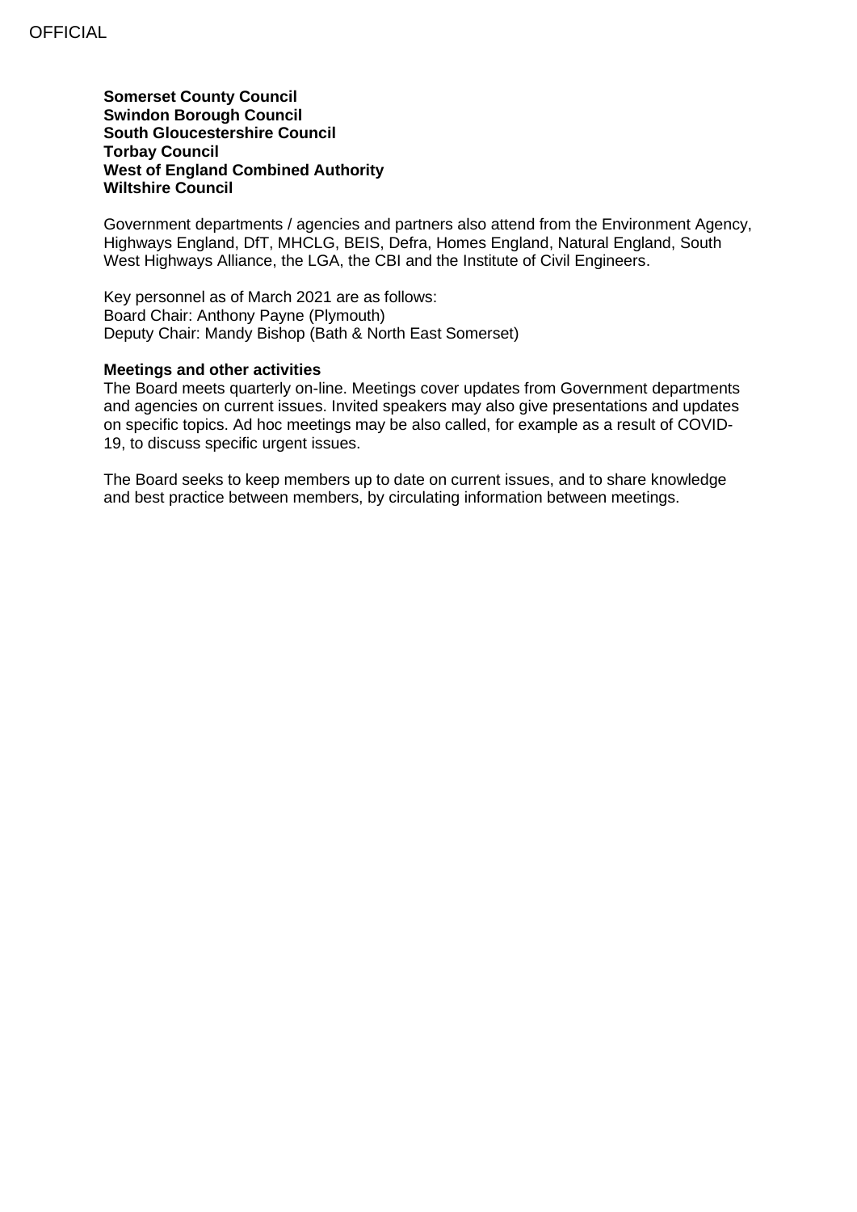**Somerset County Council**
**Swindon Borough Council**
**South Gloucestershire Council**
**Torbay Council**
**West of England Combined Authority**
**Wiltshire Council**

Government departments / agencies and partners also attend from the Environment Agency, Highways England, DfT, MHCLG, BEIS, Defra, Homes England, Natural England, South West Highways Alliance, the LGA, the CBI and the Institute of Civil Engineers.

Key personnel as of March 2021 are as follows:
Board Chair: Anthony Payne (Plymouth)
Deputy Chair: Mandy Bishop (Bath & North East Somerset)

**Meetings and other activities**

The Board meets quarterly on-line. Meetings cover updates from Government departments and agencies on current issues. Invited speakers may also give presentations and updates on specific topics. Ad hoc meetings may be also called, for example as a result of COVID-19, to discuss specific urgent issues.

The Board seeks to keep members up to date on current issues, and to share knowledge and best practice between members, by circulating information between meetings.